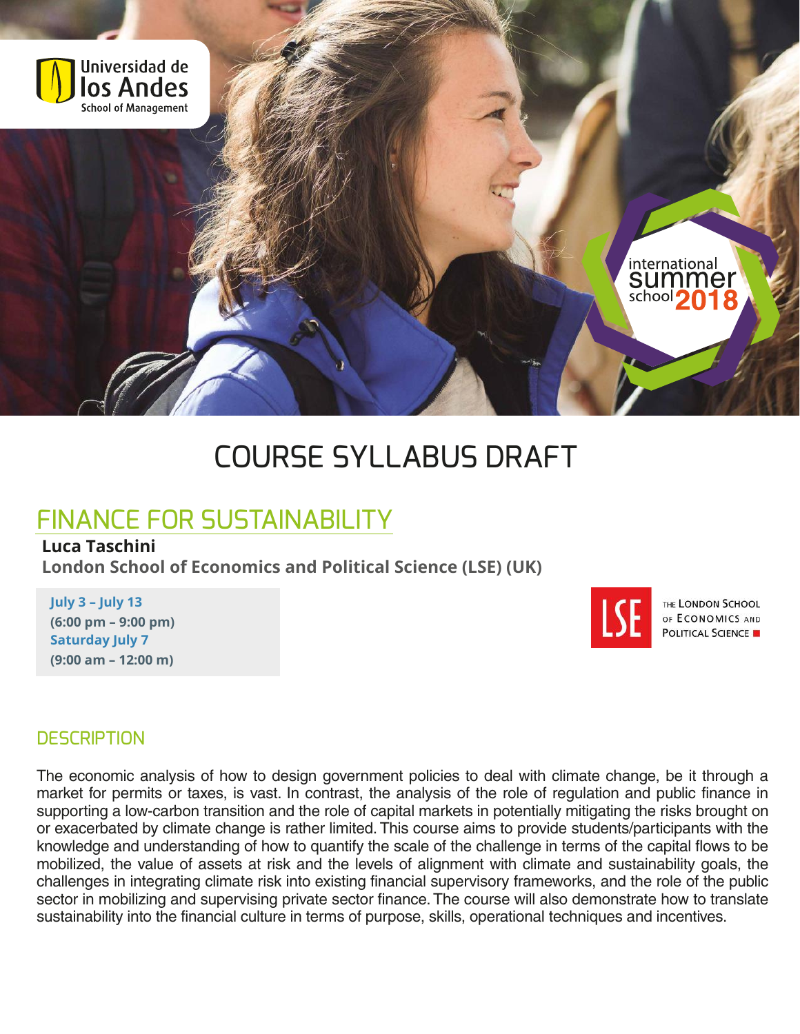Universidad de los Andes
School of Management

international summer school 2018

# COURSE SYLLABUS DRAFT

## FINANCE FOR SUSTAINABILITY

**Luca Taschini**
**London School of Economics and Political Science (LSE) (UK)**

**July 3 – July 13**
**(6:00 pm – 9:00 pm)**
**Saturday July 7**
**(9:00 am – 12:00 m)**

LSE — The London School of Economics and Political Science

### DESCRIPTION

The economic analysis of how to design government policies to deal with climate change, be it through a market for permits or taxes, is vast. In contrast, the analysis of the role of regulation and public finance in supporting a low-carbon transition and the role of capital markets in potentially mitigating the risks brought on or exacerbated by climate change is rather limited. This course aims to provide students/participants with the knowledge and understanding of how to quantify the scale of the challenge in terms of the capital flows to be mobilized, the value of assets at risk and the levels of alignment with climate and sustainability goals, the challenges in integrating climate risk into existing financial supervisory frameworks, and the role of the public sector in mobilizing and supervising private sector finance. The course will also demonstrate how to translate sustainability into the financial culture in terms of purpose, skills, operational techniques and incentives.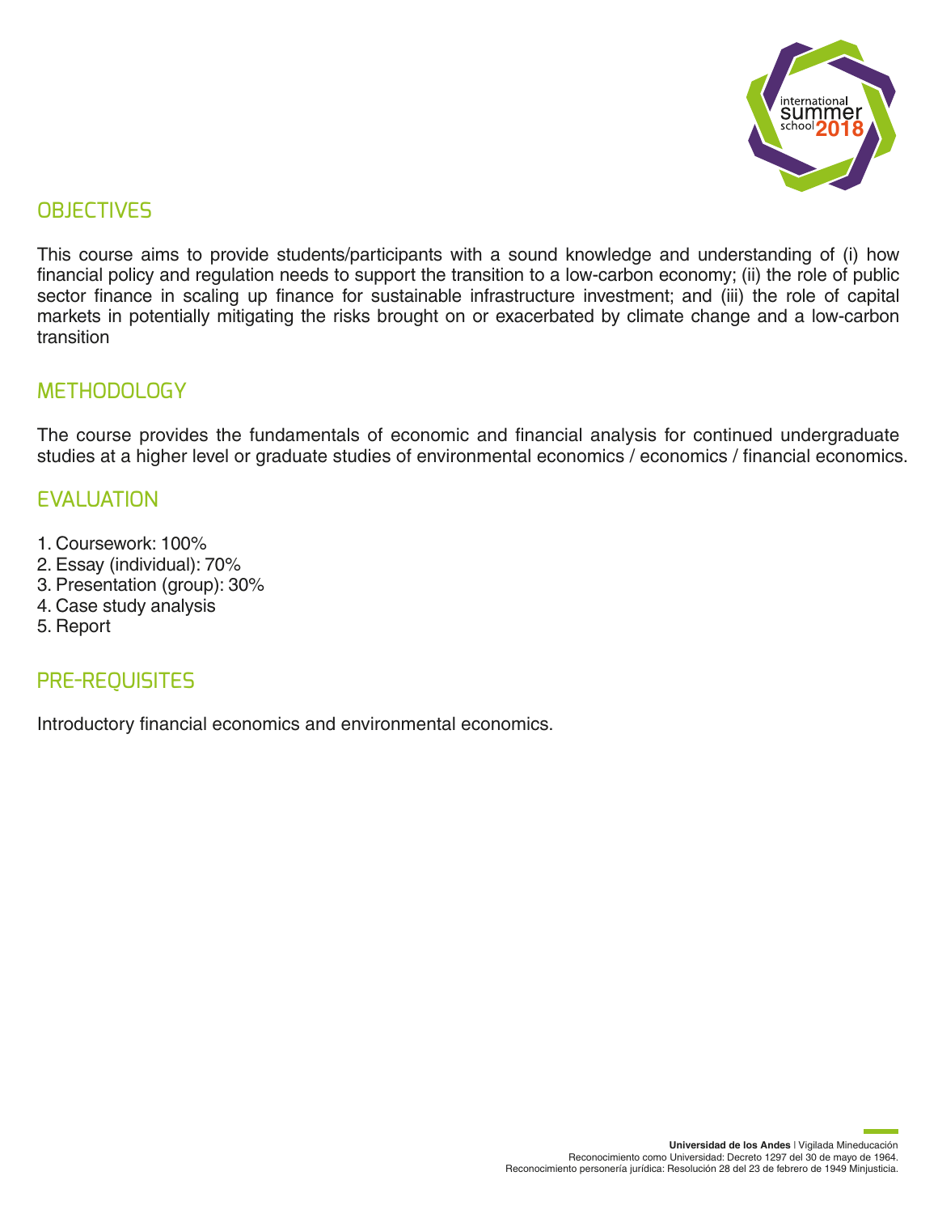## OBJECTIVES

This course aims to provide students/participants with a sound knowledge and understanding of (i) how financial policy and regulation needs to support the transition to a low-carbon economy; (ii) the role of public sector finance in scaling up finance for sustainable infrastructure investment; and (iii) the role of capital markets in potentially mitigating the risks brought on or exacerbated by climate change and a low-carbon transition

## METHODOLOGY

The course provides the fundamentals of economic and financial analysis for continued undergraduate studies at a higher level or graduate studies of environmental economics / economics / financial economics.

## EVALUATION

1. Coursework: 100%
2. Essay (individual): 70%
3. Presentation (group): 30%
4. Case study analysis
5. Report

## PRE-REQUISITES

Introductory financial economics and environmental economics.